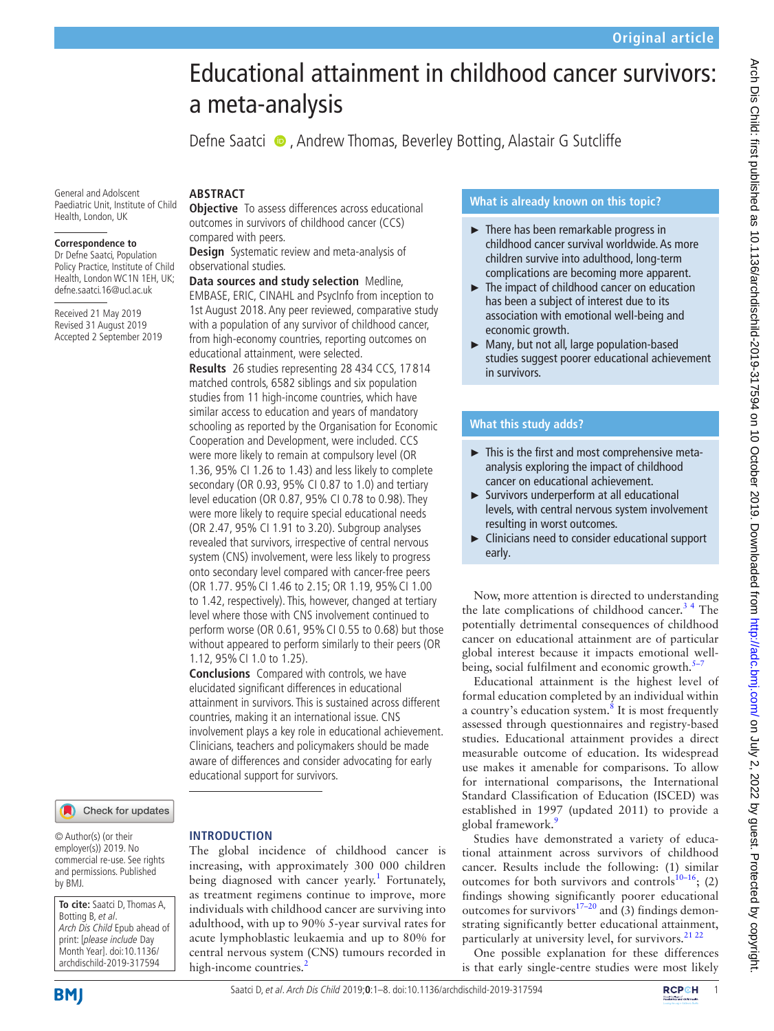# Educational attainment in childhood cancer survivors: a meta-analysis

Defne Saatci, Andrew Thomas, Beverley Botting, Alastair G Sutcliffe

General and Adolscent Paediatric Unit, Institute of Child Health, London, UK

**Correspondence to**
Dr Defne Saatci, Population Policy Practice, Institute of Child Health, London WC1N 1EH, UK; defne.saatci.16@ucl.ac.uk

Received 21 May 2019
Revised 31 August 2019
Accepted 2 September 2019

## ABSTRACT

**Objective** To assess differences across educational outcomes in survivors of childhood cancer (CCS) compared with peers.

**Design** Systematic review and meta-analysis of observational studies.

**Data sources and study selection** Medline, EMBASE, ERIC, CINAHL and PsycInfo from inception to 1st August 2018. Any peer reviewed, comparative study with a population of any survivor of childhood cancer, from high-economy countries, reporting outcomes on educational attainment, were selected.

**Results** 26 studies representing 28 434 CCS, 17 814 matched controls, 6582 siblings and six population studies from 11 high-income countries, which have similar access to education and years of mandatory schooling as reported by the Organisation for Economic Cooperation and Development, were included. CCS were more likely to remain at compulsory level (OR 1.36, 95% CI 1.26 to 1.43) and less likely to complete secondary (OR 0.93, 95% CI 0.87 to 1.0) and tertiary level education (OR 0.87, 95% CI 0.78 to 0.98). They were more likely to require special educational needs (OR 2.47, 95% CI 1.91 to 3.20). Subgroup analyses revealed that survivors, irrespective of central nervous system (CNS) involvement, were less likely to progress onto secondary level compared with cancer-free peers (OR 1.77. 95% CI 1.46 to 2.15; OR 1.19, 95% CI 1.00 to 1.42, respectively). This, however, changed at tertiary level where those with CNS involvement continued to perform worse (OR 0.61, 95% CI 0.55 to 0.68) but those without appeared to perform similarly to their peers (OR 1.12, 95% CI 1.0 to 1.25).

**Conclusions** Compared with controls, we have elucidated significant differences in educational attainment in survivors. This is sustained across different countries, making it an international issue. CNS involvement plays a key role in educational achievement. Clinicians, teachers and policymakers should be made aware of differences and consider advocating for early educational support for survivors.

### What is already known on this topic?

- There has been remarkable progress in childhood cancer survival worldwide. As more children survive into adulthood, long-term complications are becoming more apparent.
- The impact of childhood cancer on education has been a subject of interest due to its association with emotional well-being and economic growth.
- Many, but not all, large population-based studies suggest poorer educational achievement in survivors.

### What this study adds?

- This is the first and most comprehensive meta-analysis exploring the impact of childhood cancer on educational achievement.
- Survivors underperform at all educational levels, with central nervous system involvement resulting in worst outcomes.
- Clinicians need to consider educational support early.

© Author(s) (or their employer(s)) 2019. No commercial re-use. See rights and permissions. Published by BMJ.

**To cite:** Saatci D, Thomas A, Botting B, *et al*. *Arch Dis Child* Epub ahead of print: [*please include* Day Month Year]. doi:10.1136/archdischild-2019-317594

## INTRODUCTION

The global incidence of childhood cancer is increasing, with approximately 300 000 children being diagnosed with cancer yearly.[1] Fortunately, as treatment regimens continue to improve, more individuals with childhood cancer are surviving into adulthood, with up to 90% 5-year survival rates for acute lymphoblastic leukaemia and up to 80% for central nervous system (CNS) tumours recorded in high-income countries.[2]

Now, more attention is directed to understanding the late complications of childhood cancer.[3 4] The potentially detrimental consequences of childhood cancer on educational attainment are of particular global interest because it impacts emotional well-being, social fulfilment and economic growth.[5–7]

Educational attainment is the highest level of formal education completed by an individual within a country's education system.[8] It is most frequently assessed through questionnaires and registry-based studies. Educational attainment provides a direct measurable outcome of education. Its widespread use makes it amenable for comparisons. To allow for international comparisons, the International Standard Classification of Education (ISCED) was established in 1997 (updated 2011) to provide a global framework.[9]

Studies have demonstrated a variety of educational attainment across survivors of childhood cancer. Results include the following: (1) similar outcomes for both survivors and controls[10–16]; (2) findings showing significantly poorer educational outcomes for survivors[17–20] and (3) findings demonstrating significantly better educational attainment, particularly at university level, for survivors.[21 22]

One possible explanation for these differences is that early single-centre studies were most likely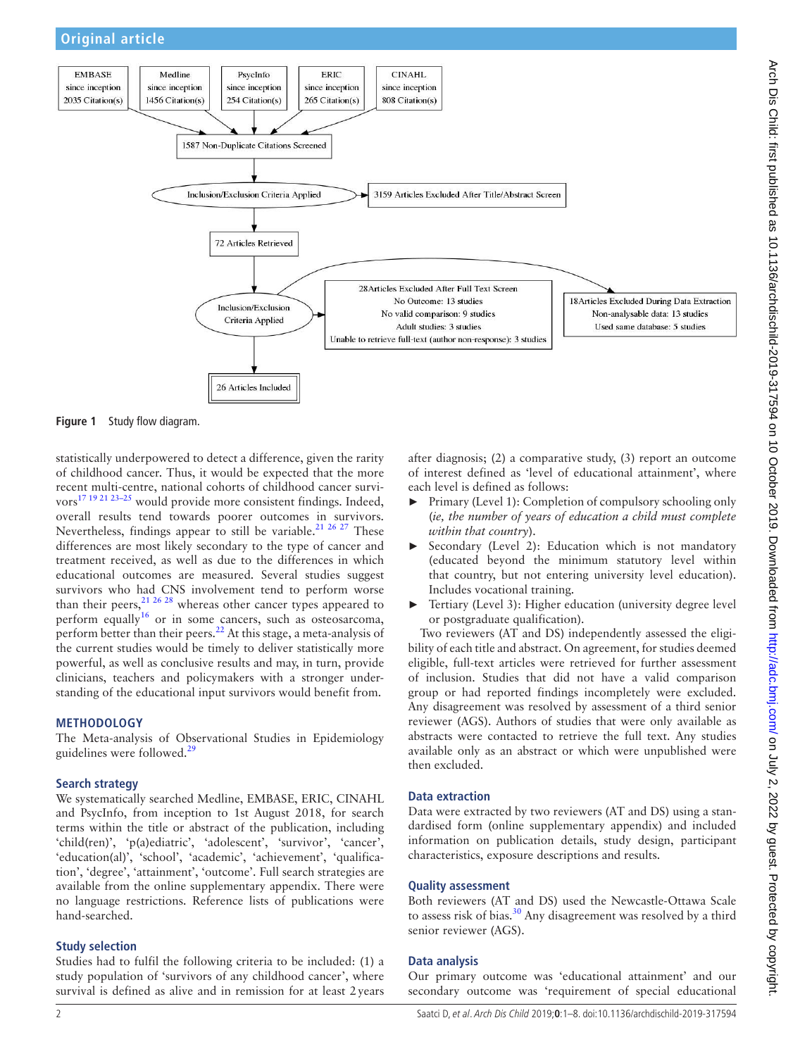EMBASE since inception 2035 Citation(s)

Medline since inception 1456 Citation(s)

PsycInfo since inception 254 Citation(s)

ERIC since inception 265 Citation(s)

CINAHL since inception 808 Citation(s)

1587 Non-Duplicate Citations Screened

Inclusion/Exclusion Criteria Applied

3159 Articles Excluded After Title/Abstract Screen

72 Articles Retrieved

Inclusion/Exclusion Criteria Applied

28Articles Excluded After Full Text Screen
No Outcome: 13 studies
No valid comparison: 9 studies
Adult studies: 3 studies
Unable to retrieve full-text (author non-response): 3 studies

18Articles Excluded During Data Extraction
Non-analysable data: 13 studies
Used same database: 5 studies

26 Articles Included

**Figure 1** Study flow diagram.

statistically underpowered to detect a difference, given the rarity of childhood cancer. Thus, it would be expected that the more recent multi-centre, national cohorts of childhood cancer survivors[17 19 21 23–25] would provide more consistent findings. Indeed, overall results tend towards poorer outcomes in survivors. Nevertheless, findings appear to still be variable.[21 26 27] These differences are most likely secondary to the type of cancer and treatment received, as well as due to the differences in which educational outcomes are measured. Several studies suggest survivors who had CNS involvement tend to perform worse than their peers,[21 26 28] whereas other cancer types appeared to perform equally[16] or in some cancers, such as osteosarcoma, perform better than their peers.[22] At this stage, a meta-analysis of the current studies would be timely to deliver statistically more powerful, as well as conclusive results and may, in turn, provide clinicians, teachers and policymakers with a stronger understanding of the educational input survivors would benefit from.

## METHODOLOGY

The Meta-analysis of Observational Studies in Epidemiology guidelines were followed.[29]

### Search strategy

We systematically searched Medline, EMBASE, ERIC, CINAHL and PsycInfo, from inception to 1st August 2018, for search terms within the title or abstract of the publication, including 'child(ren)', 'p(a)ediatric', 'adolescent', 'survivor', 'cancer', 'education(al)', 'school', 'academic', 'achievement', 'qualification', 'degree', 'attainment', 'outcome'. Full search strategies are available from the online supplementary appendix. There were no language restrictions. Reference lists of publications were hand-searched.

### Study selection

Studies had to fulfil the following criteria to be included: (1) a study population of 'survivors of any childhood cancer', where survival is defined as alive and in remission for at least 2 years after diagnosis; (2) a comparative study, (3) report an outcome of interest defined as 'level of educational attainment', where each level is defined as follows:

- Primary (Level 1): Completion of compulsory schooling only (*ie, the number of years of education a child must complete within that country*).
- Secondary (Level 2): Education which is not mandatory (educated beyond the minimum statutory level within that country, but not entering university level education). Includes vocational training.
- Tertiary (Level 3): Higher education (university degree level or postgraduate qualification).

Two reviewers (AT and DS) independently assessed the eligibility of each title and abstract. On agreement, for studies deemed eligible, full-text articles were retrieved for further assessment of inclusion. Studies that did not have a valid comparison group or had reported findings incompletely were excluded. Any disagreement was resolved by assessment of a third senior reviewer (AGS). Authors of studies that were only available as abstracts were contacted to retrieve the full text. Any studies available only as an abstract or which were unpublished were then excluded.

### Data extraction

Data were extracted by two reviewers (AT and DS) using a standardised form (online supplementary appendix) and included information on publication details, study design, participant characteristics, exposure descriptions and results.

### Quality assessment

Both reviewers (AT and DS) used the Newcastle-Ottawa Scale to assess risk of bias.[30] Any disagreement was resolved by a third senior reviewer (AGS).

### Data analysis

Our primary outcome was 'educational attainment' and our secondary outcome was 'requirement of special educational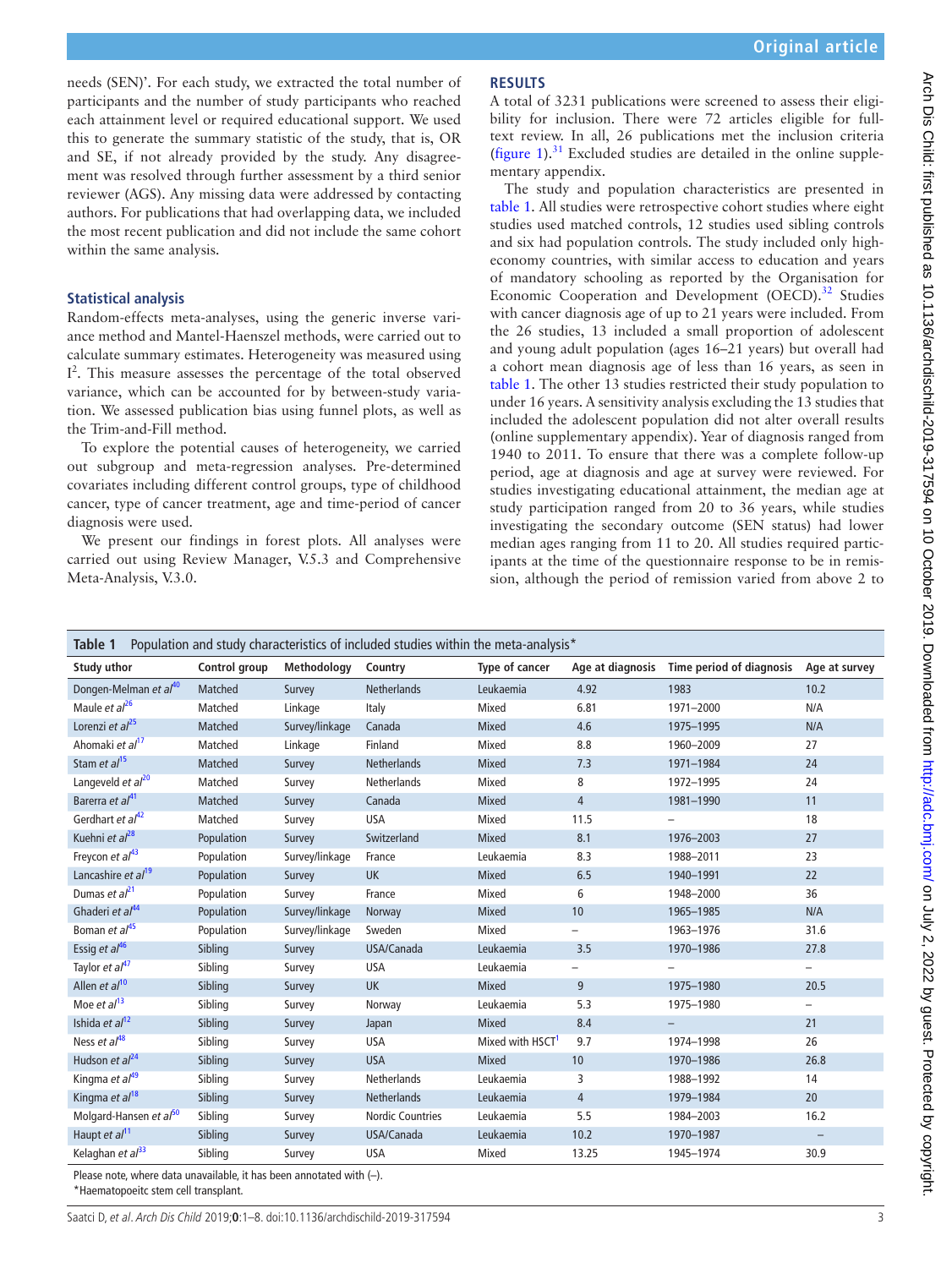needs (SEN)'. For each study, we extracted the total number of participants and the number of study participants who reached each attainment level or required educational support. We used this to generate the summary statistic of the study, that is, OR and SE, if not already provided by the study. Any disagreement was resolved through further assessment by a third senior reviewer (AGS). Any missing data were addressed by contacting authors. For publications that had overlapping data, we included the most recent publication and did not include the same cohort within the same analysis.

### Statistical analysis

Random-effects meta-analyses, using the generic inverse variance method and Mantel-Haenszel methods, were carried out to calculate summary estimates. Heterogeneity was measured using $I^2$. This measure assesses the percentage of the total observed variance, which can be accounted for by between-study variation. We assessed publication bias using funnel plots, as well as the Trim-and-Fill method.

To explore the potential causes of heterogeneity, we carried out subgroup and meta-regression analyses. Pre-determined covariates including different control groups, type of childhood cancer, type of cancer treatment, age and time-period of cancer diagnosis were used.

We present our findings in forest plots. All analyses were carried out using Review Manager, V.5.3 and Comprehensive Meta-Analysis, V.3.0.

## RESULTS

A total of 3231 publications were screened to assess their eligibility for inclusion. There were 72 articles eligible for full-text review. In all, 26 publications met the inclusion criteria (figure 1).[31] Excluded studies are detailed in the online supplementary appendix.

The study and population characteristics are presented in table 1. All studies were retrospective cohort studies where eight studies used matched controls, 12 studies used sibling controls and six had population controls. The study included only high-economy countries, with similar access to education and years of mandatory schooling as reported by the Organisation for Economic Cooperation and Development (OECD).[32] Studies with cancer diagnosis age of up to 21 years were included. From the 26 studies, 13 included a small proportion of adolescent and young adult population (ages 16–21 years) but overall had a cohort mean diagnosis age of less than 16 years, as seen in table 1. The other 13 studies restricted their study population to under 16 years. A sensitivity analysis excluding the 13 studies that included the adolescent population did not alter overall results (online supplementary appendix). Year of diagnosis ranged from 1940 to 2011. To ensure that there was a complete follow-up period, age at diagnosis and age at survey were reviewed. For studies investigating educational attainment, the median age at study participation ranged from 20 to 36 years, while studies investigating the secondary outcome (SEN status) had lower median ages ranging from 11 to 20. All studies required participants at the time of the questionnaire response to be in remission, although the period of remission varied from above 2 to

**Table 1** Population and study characteristics of included studies within the meta-analysis*

| Study uthor | Control group | Methodology | Country | Type of cancer | Age at diagnosis | Time period of diagnosis | Age at survey |
|---|---|---|---|---|---|---|---|
| Dongen-Melman *et al*[40] | Matched | Survey | Netherlands | Leukaemia | 4.92 | 1983 | 10.2 |
| Maule *et al*[26] | Matched | Linkage | Italy | Mixed | 6.81 | 1971–2000 | N/A |
| Lorenzi *et al*[25] | Matched | Survey/linkage | Canada | Mixed | 4.6 | 1975–1995 | N/A |
| Ahomaki *et al*[17] | Matched | Linkage | Finland | Mixed | 8.8 | 1960–2009 | 27 |
| Stam *et al*[15] | Matched | Survey | Netherlands | Mixed | 7.3 | 1971–1984 | 24 |
| Langeveld *et al*[20] | Matched | Survey | Netherlands | Mixed | 8 | 1972–1995 | 24 |
| Barerra *et al*[41] | Matched | Survey | Canada | Mixed | 4 | 1981–1990 | 11 |
| Gerdhart *et al*[42] | Matched | Survey | USA | Mixed | 11.5 | – | 18 |
| Kuehni *et al*[28] | Population | Survey | Switzerland | Mixed | 8.1 | 1976–2003 | 27 |
| Freycon *et al*[43] | Population | Survey/linkage | France | Leukaemia | 8.3 | 1988–2011 | 23 |
| Lancashire *et al*[19] | Population | Survey | UK | Mixed | 6.5 | 1940–1991 | 22 |
| Dumas *et al*[21] | Population | Survey | France | Mixed | 6 | 1948–2000 | 36 |
| Ghaderi *et al*[44] | Population | Survey/linkage | Norway | Mixed | 10 | 1965–1985 | N/A |
| Boman *et al*[45] | Population | Survey/linkage | Sweden | Mixed | – | 1963–1976 | 31.6 |
| Essig *et al*[46] | Sibling | Survey | USA/Canada | Leukaemia | 3.5 | 1970–1986 | 27.8 |
| Taylor *et al*[47] | Sibling | Survey | USA | Leukaemia | – | – | – |
| Allen *et al*[10] | Sibling | Survey | UK | Mixed | 9 | 1975–1980 | 20.5 |
| Moe *et al*[13] | Sibling | Survey | Norway | Leukaemia | 5.3 | 1975–1980 | – |
| Ishida *et al*[12] | Sibling | Survey | Japan | Mixed | 8.4 | – | 21 |
| Ness *et al*[48] | Sibling | Survey | USA | Mixed with HSCT[1] | 9.7 | 1974–1998 | 26 |
| Hudson *et al*[24] | Sibling | Survey | USA | Mixed | 10 | 1970–1986 | 26.8 |
| Kingma *et al*[49] | Sibling | Survey | Netherlands | Leukaemia | 3 | 1988–1992 | 14 |
| Kingma *et al*[18] | Sibling | Survey | Netherlands | Leukaemia | 4 | 1979–1984 | 20 |
| Molgard-Hansen *et al*[50] | Sibling | Survey | Nordic Countries | Leukaemia | 5.5 | 1984–2003 | 16.2 |
| Haupt *et al*[11] | Sibling | Survey | USA/Canada | Leukaemia | 10.2 | 1970–1987 | – |
| Kelaghan *et al*[33] | Sibling | Survey | USA | Mixed | 13.25 | 1945–1974 | 30.9 |

Please note, where data unavailable, it has been annotated with (–).

*Haematopoeitc stem cell transplant.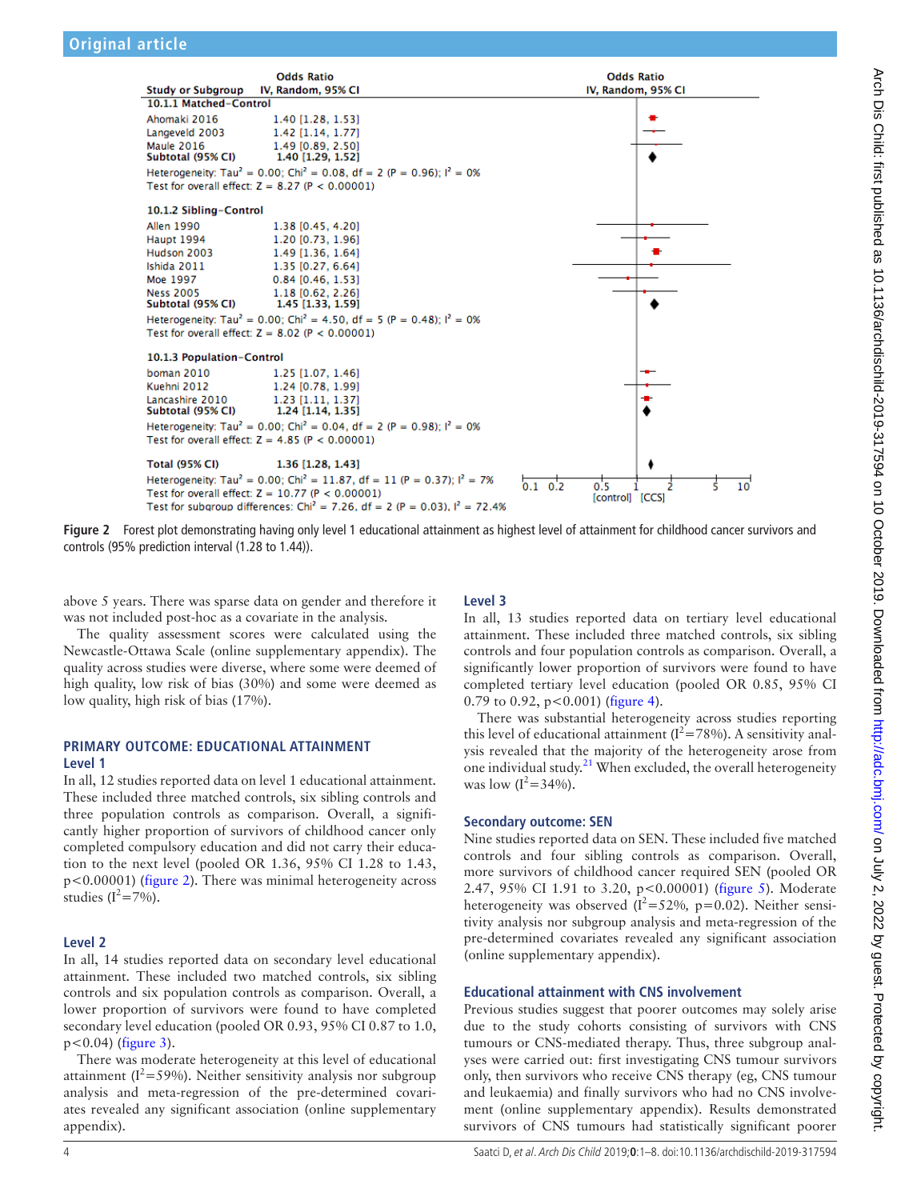| Study or Subgroup | Odds Ratio IV, Random, 95% CI |
|---|---|
| **10.1.1 Matched-Control** | |
| Ahomaki 2016 | 1.40 [1.28, 1.53] |
| Langeveld 2003 | 1.42 [1.14, 1.77] |
| Maule 2016 | 1.49 [0.89, 2.50] |
| **Subtotal (95% CI)** | **1.40 [1.29, 1.52]** |
| Heterogeneity: Tau² = 0.00; Chi² = 0.08, df = 2 (P = 0.96); I² = 0% | |
| Test for overall effect: Z = 8.27 (P < 0.00001) | |
| **10.1.2 Sibling-Control** | |
| Allen 1990 | 1.38 [0.45, 4.20] |
| Haupt 1994 | 1.20 [0.73, 1.96] |
| Hudson 2003 | 1.49 [1.36, 1.64] |
| Ishida 2011 | 1.35 [0.27, 6.64] |
| Moe 1997 | 0.84 [0.46, 1.53] |
| Ness 2005 | 1.18 [0.62, 2.26] |
| **Subtotal (95% CI)** | **1.45 [1.33, 1.59]** |
| Heterogeneity: Tau² = 0.00; Chi² = 4.50, df = 5 (P = 0.48); I² = 0% | |
| Test for overall effect: Z = 8.02 (P < 0.00001) | |
| **10.1.3 Population-Control** | |
| boman 2010 | 1.25 [1.07, 1.46] |
| Kuehni 2012 | 1.24 [0.78, 1.99] |
| Lancashire 2010 | 1.23 [1.11, 1.37] |
| **Subtotal (95% CI)** | **1.24 [1.14, 1.35]** |
| Heterogeneity: Tau² = 0.00; Chi² = 0.04, df = 2 (P = 0.98); I² = 0% | |
| Test for overall effect: Z = 4.85 (P < 0.00001) | |
| **Total (95% CI)** | **1.36 [1.28, 1.43]** |
| Heterogeneity: Tau² = 0.00; Chi² = 11.87, df = 11 (P = 0.37); I² = 7% | |
| Test for overall effect: Z = 10.77 (P < 0.00001) | |
| Test for subgroup differences: Chi² = 7.26, df = 2 (P = 0.03), I² = 72.4% | |

[control] [CCS]

**Figure 2** Forest plot demonstrating having only level 1 educational attainment as highest level of attainment for childhood cancer survivors and controls (95% prediction interval (1.28 to 1.44)).

above 5 years. There was sparse data on gender and therefore it was not included post-hoc as a covariate in the analysis.

The quality assessment scores were calculated using the Newcastle-Ottawa Scale (online supplementary appendix). The quality across studies were diverse, where some were deemed of high quality, low risk of bias (30%) and some were deemed as low quality, high risk of bias (17%).

## PRIMARY OUTCOME: EDUCATIONAL ATTAINMENT

### Level 1

In all, 12 studies reported data on level 1 educational attainment. These included three matched controls, six sibling controls and three population controls as comparison. Overall, a significantly higher proportion of survivors of childhood cancer only completed compulsory education and did not carry their education to the next level (pooled OR 1.36, 95% CI 1.28 to 1.43, $p<0.00001$) (figure 2). There was minimal heterogeneity across studies ($I^2=7\%$).

### Level 2

In all, 14 studies reported data on secondary level educational attainment. These included two matched controls, six sibling controls and six population controls as comparison. Overall, a lower proportion of survivors were found to have completed secondary level education (pooled OR 0.93, 95% CI 0.87 to 1.0, $p<0.04$) (figure 3).

There was moderate heterogeneity at this level of educational attainment ($I^2=59\%$). Neither sensitivity analysis nor subgroup analysis and meta-regression of the pre-determined covariates revealed any significant association (online supplementary appendix).

### Level 3

In all, 13 studies reported data on tertiary level educational attainment. These included three matched controls, six sibling controls and four population controls as comparison. Overall, a significantly lower proportion of survivors were found to have completed tertiary level education (pooled OR 0.85, 95% CI 0.79 to 0.92, $p<0.001$) (figure 4).

There was substantial heterogeneity across studies reporting this level of educational attainment ($I^2=78\%$). A sensitivity analysis revealed that the majority of the heterogeneity arose from one individual study.[21] When excluded, the overall heterogeneity was low ($I^2=34\%$).

### Secondary outcome: SEN

Nine studies reported data on SEN. These included five matched controls and four sibling controls as comparison. Overall, more survivors of childhood cancer required SEN (pooled OR 2.47, 95% CI 1.91 to 3.20, $p<0.00001$) (figure 5). Moderate heterogeneity was observed ($I^2=52\%$, $p=0.02$). Neither sensitivity analysis nor subgroup analysis and meta-regression of the pre-determined covariates revealed any significant association (online supplementary appendix).

### Educational attainment with CNS involvement

Previous studies suggest that poorer outcomes may solely arise due to the study cohorts consisting of survivors with CNS tumours or CNS-mediated therapy. Thus, three subgroup analyses were carried out: first investigating CNS tumour survivors only, then survivors who receive CNS therapy (eg, CNS tumour and leukaemia) and finally survivors who had no CNS involvement (online supplementary appendix). Results demonstrated survivors of CNS tumours had statistically significant poorer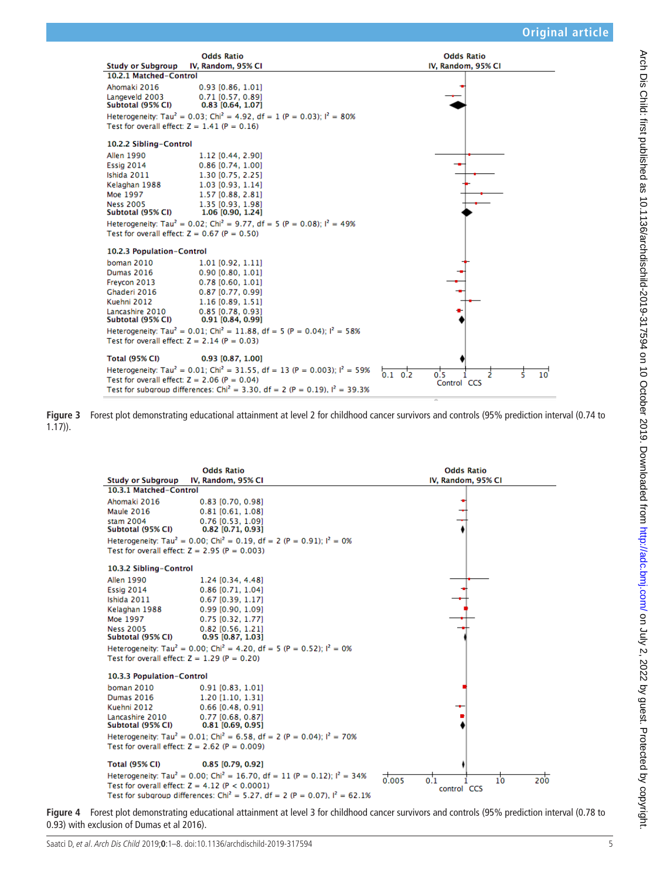| Study or Subgroup | Odds Ratio IV, Random, 95% CI |
|---|---|
| **10.2.1 Matched-Control** | |
| Ahomaki 2016 | 0.93 [0.86, 1.01] |
| Langeveld 2003 | 0.71 [0.57, 0.89] |
| **Subtotal (95% CI)** | **0.83 [0.64, 1.07]** |
| Heterogeneity: $Tau^2 = 0.03$; $Chi^2 = 4.92$, df = 1 (P = 0.03); $I^2 = 80\%$ | |
| Test for overall effect: Z = 1.41 (P = 0.16) | |
| **10.2.2 Sibling-Control** | |
| Allen 1990 | 1.12 [0.44, 2.90] |
| Essig 2014 | 0.86 [0.74, 1.00] |
| Ishida 2011 | 1.30 [0.75, 2.25] |
| Kelaghan 1988 | 1.03 [0.93, 1.14] |
| Moe 1997 | 1.57 [0.88, 2.81] |
| Ness 2005 | 1.35 [0.93, 1.98] |
| **Subtotal (95% CI)** | **1.06 [0.90, 1.24]** |
| Heterogeneity: $Tau^2 = 0.02$; $Chi^2 = 9.77$, df = 5 (P = 0.08); $I^2 = 49\%$ | |
| Test for overall effect: Z = 0.67 (P = 0.50) | |
| **10.2.3 Population-Control** | |
| boman 2010 | 1.01 [0.92, 1.11] |
| Dumas 2016 | 0.90 [0.80, 1.01] |
| Freycon 2013 | 0.78 [0.60, 1.01] |
| Ghaderi 2016 | 0.87 [0.77, 0.99] |
| Kuehni 2012 | 1.16 [0.89, 1.51] |
| Lancashire 2010 | 0.85 [0.78, 0.93] |
| **Subtotal (95% CI)** | **0.91 [0.84, 0.99]** |
| Heterogeneity: $Tau^2 = 0.01$; $Chi^2 = 11.88$, df = 5 (P = 0.04); $I^2 = 58\%$ | |
| Test for overall effect: Z = 2.14 (P = 0.03) | |
| **Total (95% CI)** | **0.93 [0.87, 1.00]** |
| Heterogeneity: $Tau^2 = 0.01$; $Chi^2 = 31.55$, df = 13 (P = 0.003); $I^2 = 59\%$ | |
| Test for overall effect: Z = 2.06 (P = 0.04) | |
| Test for subgroup differences: $Chi^2 = 3.30$, df = 2 (P = 0.19), $I^2 = 39.3\%$ | |

Axis: 0.1 0.2 0.5 1 2 5 10 — Control CCS

**Figure 3** Forest plot demonstrating educational attainment at level 2 for childhood cancer survivors and controls (95% prediction interval (0.74 to 1.17)).

| Study or Subgroup | Odds Ratio IV, Random, 95% CI |
|---|---|
| **10.3.1 Matched-Control** | |
| Ahomaki 2016 | 0.83 [0.70, 0.98] |
| Maule 2016 | 0.81 [0.61, 1.08] |
| stam 2004 | 0.76 [0.53, 1.09] |
| **Subtotal (95% CI)** | **0.82 [0.71, 0.93]** |
| Heterogeneity: $Tau^2 = 0.00$; $Chi^2 = 0.19$, df = 2 (P = 0.91); $I^2 = 0\%$ | |
| Test for overall effect: Z = 2.95 (P = 0.003) | |
| **10.3.2 Sibling-Control** | |
| Allen 1990 | 1.24 [0.34, 4.48] |
| Essig 2014 | 0.86 [0.71, 1.04] |
| Ishida 2011 | 0.67 [0.39, 1.17] |
| Kelaghan 1988 | 0.99 [0.90, 1.09] |
| Moe 1997 | 0.75 [0.32, 1.77] |
| Ness 2005 | 0.82 [0.56, 1.21] |
| **Subtotal (95% CI)** | **0.95 [0.87, 1.03]** |
| Heterogeneity: $Tau^2 = 0.00$; $Chi^2 = 4.20$, df = 5 (P = 0.52); $I^2 = 0\%$ | |
| Test for overall effect: Z = 1.29 (P = 0.20) | |
| **10.3.3 Population-Control** | |
| boman 2010 | 0.91 [0.83, 1.01] |
| Dumas 2016 | 1.20 [1.10, 1.31] |
| Kuehni 2012 | 0.66 [0.48, 0.91] |
| Lancashire 2010 | 0.77 [0.68, 0.87] |
| **Subtotal (95% CI)** | **0.81 [0.69, 0.95]** |
| Heterogeneity: $Tau^2 = 0.01$; $Chi^2 = 6.58$, df = 2 (P = 0.04); $I^2 = 70\%$ | |
| Test for overall effect: Z = 2.62 (P = 0.009) | |
| **Total (95% CI)** | **0.85 [0.79, 0.92]** |
| Heterogeneity: $Tau^2 = 0.00$; $Chi^2 = 16.70$, df = 11 (P = 0.12); $I^2 = 34\%$ | |
| Test for overall effect: Z = 4.12 (P < 0.0001) | |
| Test for subgroup differences: $Chi^2 = 5.27$, df = 2 (P = 0.07), $I^2 = 62.1\%$ | |

Axis: 0.005 0.1 1 10 200 — control CCS

**Figure 4** Forest plot demonstrating educational attainment at level 3 for childhood cancer survivors and controls (95% prediction interval (0.78 to 0.93) with exclusion of Dumas et al 2016).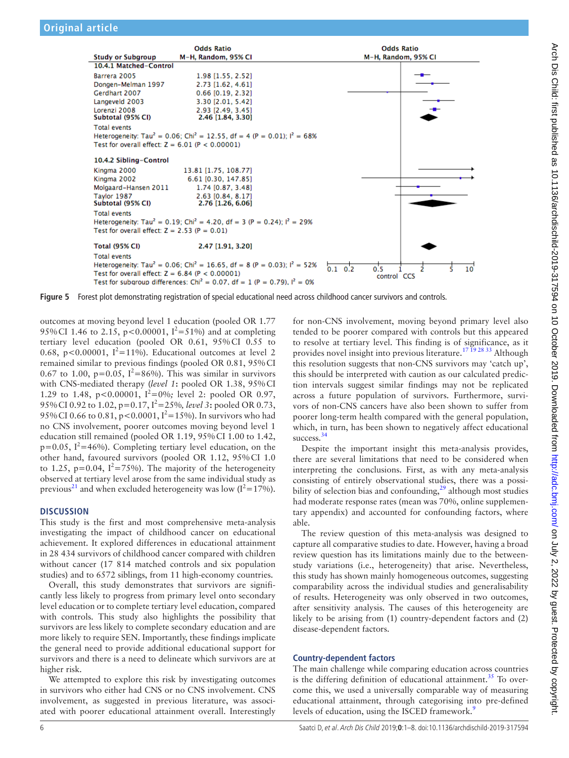| Study or Subgroup | Odds Ratio M-H, Random, 95% CI |
|---|---|
| **10.4.1 Matched-Control** | |
| Barrera 2005 | 1.98 [1.55, 2.52] |
| Dongen-Melman 1997 | 2.73 [1.62, 4.61] |
| Gerdhart 2007 | 0.66 [0.19, 2.32] |
| Langeveld 2003 | 3.30 [2.01, 5.42] |
| Lorenzi 2008 | 2.93 [2.49, 3.45] |
| **Subtotal (95% CI)** | **2.46 [1.84, 3.30]** |
| Total events | |
| Heterogeneity: Tau² = 0.06; Chi² = 12.55, df = 4 (P = 0.01); I² = 68% | |
| Test for overall effect: Z = 6.01 (P < 0.00001) | |
| **10.4.2 Sibling-Control** | |
| Kingma 2000 | 13.81 [1.75, 108.77] |
| Kingma 2002 | 6.61 [0.30, 147.85] |
| Molgaard-Hansen 2011 | 1.74 [0.87, 3.48] |
| Taylor 1987 | 2.63 [0.84, 8.17] |
| **Subtotal (95% CI)** | **2.76 [1.26, 6.06]** |
| Total events | |
| Heterogeneity: Tau² = 0.19; Chi² = 4.20, df = 3 (P = 0.24); I² = 29% | |
| Test for overall effect: Z = 2.53 (P = 0.01) | |
| **Total (95% CI)** | **2.47 [1.91, 3.20]** |
| Total events | |
| Heterogeneity: Tau² = 0.06; Chi² = 16.65, df = 8 (P = 0.03); I² = 52% | |
| Test for overall effect: Z = 6.84 (P < 0.00001) | |
| Test for subgroup differences: Chi² = 0.07, df = 1 (P = 0.79), I² = 0% | |

**Figure 5** Forest plot demonstrating registration of special educational need across childhood cancer survivors and controls.

outcomes at moving beyond level 1 education (pooled OR 1.77 95% CI 1.46 to 2.15, $p<0.00001$, $I^2=51\%$) and at completing tertiary level education (pooled OR 0.61, 95% CI 0.55 to 0.68, $p<0.00001$, $I^2=11\%$). Educational outcomes at level 2 remained similar to previous findings (pooled OR 0.81, 95% CI 0.67 to 1.00, $p=0.05$, $I^2=86\%$). This was similar in survivors with CNS-mediated therapy (*level 1*: pooled OR 1.38, 95% CI 1.29 to 1.48, $p<0.00001$, $I^2=0\%$*;* level 2: pooled OR 0.97, 95% CI 0.92 to 1.02, $p=0.17$, $I^2=25\%$, *level 3*: pooled OR 0.73, 95% CI 0.66 to 0.81, $p<0.0001$, $I^2=15\%$). In survivors who had no CNS involvement, poorer outcomes moving beyond level 1 education still remained (pooled OR 1.19, 95% CI 1.00 to 1.42, $p=0.05$, $I^2=46\%$). Completing tertiary level education, on the other hand, favoured survivors (pooled OR 1.12, 95% CI 1.0 to 1.25, $p=0.04$, $I^2=75\%$). The majority of the heterogeneity observed at tertiary level arose from the same individual study as previous[21] and when excluded heterogeneity was low ($I^2=17\%$).

## DISCUSSION

This study is the first and most comprehensive meta-analysis investigating the impact of childhood cancer on educational achievement. It explored differences in educational attainment in 28 434 survivors of childhood cancer compared with children without cancer (17 814 matched controls and six population studies) and to 6572 siblings, from 11 high-economy countries.

Overall, this study demonstrates that survivors are significantly less likely to progress from primary level onto secondary level education or to complete tertiary level education, compared with controls. This study also highlights the possibility that survivors are less likely to complete secondary education and are more likely to require SEN. Importantly, these findings implicate the general need to provide additional educational support for survivors and there is a need to delineate which survivors are at higher risk.

We attempted to explore this risk by investigating outcomes in survivors who either had CNS or no CNS involvement. CNS involvement, as suggested in previous literature, was associated with poorer educational attainment overall. Interestingly for non-CNS involvement, moving beyond primary level also tended to be poorer compared with controls but this appeared to resolve at tertiary level. This finding is of significance, as it provides novel insight into previous literature.[17 19 28 33] Although this resolution suggests that non-CNS survivors may 'catch up', this should be interpreted with caution as our calculated prediction intervals suggest similar findings may not be replicated across a future population of survivors. Furthermore, survivors of non-CNS cancers have also been shown to suffer from poorer long-term health compared with the general population, which, in turn, has been shown to negatively affect educational success.[34]

Despite the important insight this meta-analysis provides, there are several limitations that need to be considered when interpreting the conclusions. First, as with any meta-analysis consisting of entirely observational studies, there was a possibility of selection bias and confounding,[29] although most studies had moderate response rates (mean was 70%, online supplementary appendix) and accounted for confounding factors, where able.

The review question of this meta-analysis was designed to capture all comparative studies to date. However, having a broad review question has its limitations mainly due to the between-study variations (i.e., heterogeneity) that arise. Nevertheless, this study has shown mainly homogeneous outcomes, suggesting comparability across the individual studies and generalisability of results. Heterogeneity was only observed in two outcomes, after sensitivity analysis. The causes of this heterogeneity are likely to be arising from (1) country-dependent factors and (2) disease-dependent factors.

### Country-dependent factors

The main challenge while comparing education across countries is the differing definition of educational attainment.[35] To overcome this, we used a universally comparable way of measuring educational attainment, through categorising into pre-defined levels of education, using the ISCED framework.[9]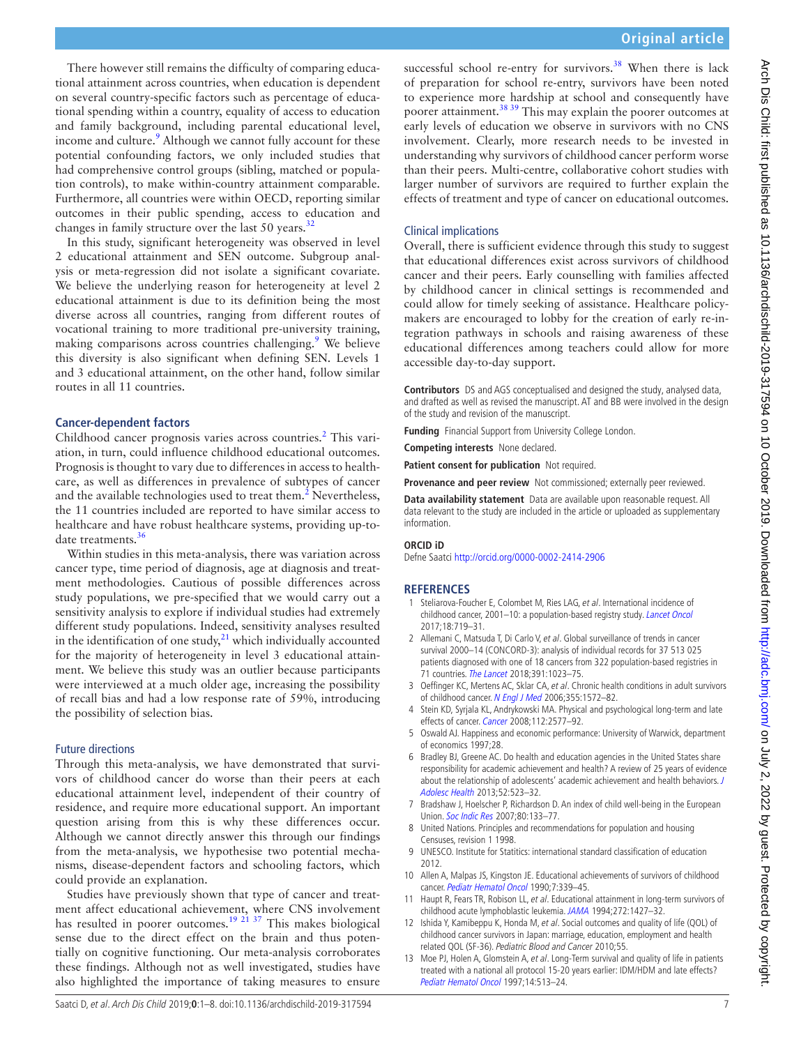There however still remains the difficulty of comparing educational attainment across countries, when education is dependent on several country-specific factors such as percentage of educational spending within a country, equality of access to education and family background, including parental educational level, income and culture.[9] Although we cannot fully account for these potential confounding factors, we only included studies that had comprehensive control groups (sibling, matched or population controls), to make within-country attainment comparable. Furthermore, all countries were within OECD, reporting similar outcomes in their public spending, access to education and changes in family structure over the last 50 years.[32]

In this study, significant heterogeneity was observed in level 2 educational attainment and SEN outcome. Subgroup analysis or meta-regression did not isolate a significant covariate. We believe the underlying reason for heterogeneity at level 2 educational attainment is due to its definition being the most diverse across all countries, ranging from different routes of vocational training to more traditional pre-university training, making comparisons across countries challenging.[9] We believe this diversity is also significant when defining SEN. Levels 1 and 3 educational attainment, on the other hand, follow similar routes in all 11 countries.

### Cancer-dependent factors

Childhood cancer prognosis varies across countries.[2] This variation, in turn, could influence childhood educational outcomes. Prognosis is thought to vary due to differences in access to healthcare, as well as differences in prevalence of subtypes of cancer and the available technologies used to treat them.[2] Nevertheless, the 11 countries included are reported to have similar access to healthcare and have robust healthcare systems, providing up-to-date treatments.[36]

Within studies in this meta-analysis, there was variation across cancer type, time period of diagnosis, age at diagnosis and treatment methodologies. Cautious of possible differences across study populations, we pre-specified that we would carry out a sensitivity analysis to explore if individual studies had extremely different study populations. Indeed, sensitivity analyses resulted in the identification of one study,[21] which individually accounted for the majority of heterogeneity in level 3 educational attainment. We believe this study was an outlier because participants were interviewed at a much older age, increasing the possibility of recall bias and had a low response rate of 59%, introducing the possibility of selection bias.

## Future directions

Through this meta-analysis, we have demonstrated that survivors of childhood cancer do worse than their peers at each educational attainment level, independent of their country of residence, and require more educational support. An important question arising from this is why these differences occur. Although we cannot directly answer this through our findings from the meta-analysis, we hypothesise two potential mechanisms, disease-dependent factors and schooling factors, which could provide an explanation.

Studies have previously shown that type of cancer and treatment affect educational achievement, where CNS involvement has resulted in poorer outcomes.[19 21 37] This makes biological sense due to the direct effect on the brain and thus potentially on cognitive functioning. Our meta-analysis corroborates these findings. Although not as well investigated, studies have also highlighted the importance of taking measures to ensure successful school re-entry for survivors.[38] When there is lack of preparation for school re-entry, survivors have been noted to experience more hardship at school and consequently have poorer attainment.[38 39] This may explain the poorer outcomes at early levels of education we observe in survivors with no CNS involvement. Clearly, more research needs to be invested in understanding why survivors of childhood cancer perform worse than their peers. Multi-centre, collaborative cohort studies with larger number of survivors are required to further explain the effects of treatment and type of cancer on educational outcomes.

## Clinical implications

Overall, there is sufficient evidence through this study to suggest that educational differences exist across survivors of childhood cancer and their peers. Early counselling with families affected by childhood cancer in clinical settings is recommended and could allow for timely seeking of assistance. Healthcare policy-makers are encouraged to lobby for the creation of early re-integration pathways in schools and raising awareness of these educational differences among teachers could allow for more accessible day-to-day support.

**Contributors** DS and AGS conceptualised and designed the study, analysed data, and drafted as well as revised the manuscript. AT and BB were involved in the design of the study and revision of the manuscript.

**Funding** Financial Support from University College London.

**Competing interests** None declared.

**Patient consent for publication** Not required.

**Provenance and peer review** Not commissioned; externally peer reviewed.

**Data availability statement** Data are available upon reasonable request. All data relevant to the study are included in the article or uploaded as supplementary information.

**ORCID iD**

Defne Saatci http://orcid.org/0000-0002-2414-2906

## REFERENCES

1. Steliarova-Foucher E, Colombet M, Ries LAG, *et al*. International incidence of childhood cancer, 2001–10: a population-based registry study. *Lancet Oncol* 2017;18:719–31.
2. Allemani C, Matsuda T, Di Carlo V, *et al*. Global surveillance of trends in cancer survival 2000–14 (CONCORD-3): analysis of individual records for 37 513 025 patients diagnosed with one of 18 cancers from 322 population-based registries in 71 countries. *The Lancet* 2018;391:1023–75.
3. Oeffinger KC, Mertens AC, Sklar CA, *et al*. Chronic health conditions in adult survivors of childhood cancer. *N Engl J Med* 2006;355:1572–82.
4. Stein KD, Syrjala KL, Andrykowski MA. Physical and psychological long-term and late effects of cancer. *Cancer* 2008;112:2577–92.
5. Oswald AJ. Happiness and economic performance: University of Warwick, department of economics 1997;28.
6. Bradley BJ, Greene AC. Do health and education agencies in the United States share responsibility for academic achievement and health? A review of 25 years of evidence about the relationship of adolescents' academic achievement and health behaviors. *J Adolesc Health* 2013;52:523–32.
7. Bradshaw J, Hoelscher P, Richardson D. An index of child well-being in the European Union. *Soc Indic Res* 2007;80:133–77.
8. United Nations. Principles and recommendations for population and housing Censuses, revision 1 1998.
9. UNESCO. Institute for Statitics: international standard classification of education 2012.
10. Allen A, Malpas JS, Kingston JE. Educational achievements of survivors of childhood cancer. *Pediatr Hematol Oncol* 1990;7:339–45.
11. Haupt R, Fears TR, Robison LL, *et al*. Educational attainment in long-term survivors of childhood acute lymphoblastic leukemia. *JAMA* 1994;272:1427–32.
12. Ishida Y, Kamibeppu K, Honda M, *et al*. Social outcomes and quality of life (QOL) of childhood cancer survivors in Japan: marriage, education, employment and health related QOL (SF-36). *Pediatric Blood and Cancer* 2010;55.
13. Moe PJ, Holen A, Glomstein A, *et al*. Long-Term survival and quality of life in patients treated with a national all protocol 15-20 years earlier: IDM/HDM and late effects? *Pediatr Hematol Oncol* 1997;14:513–24.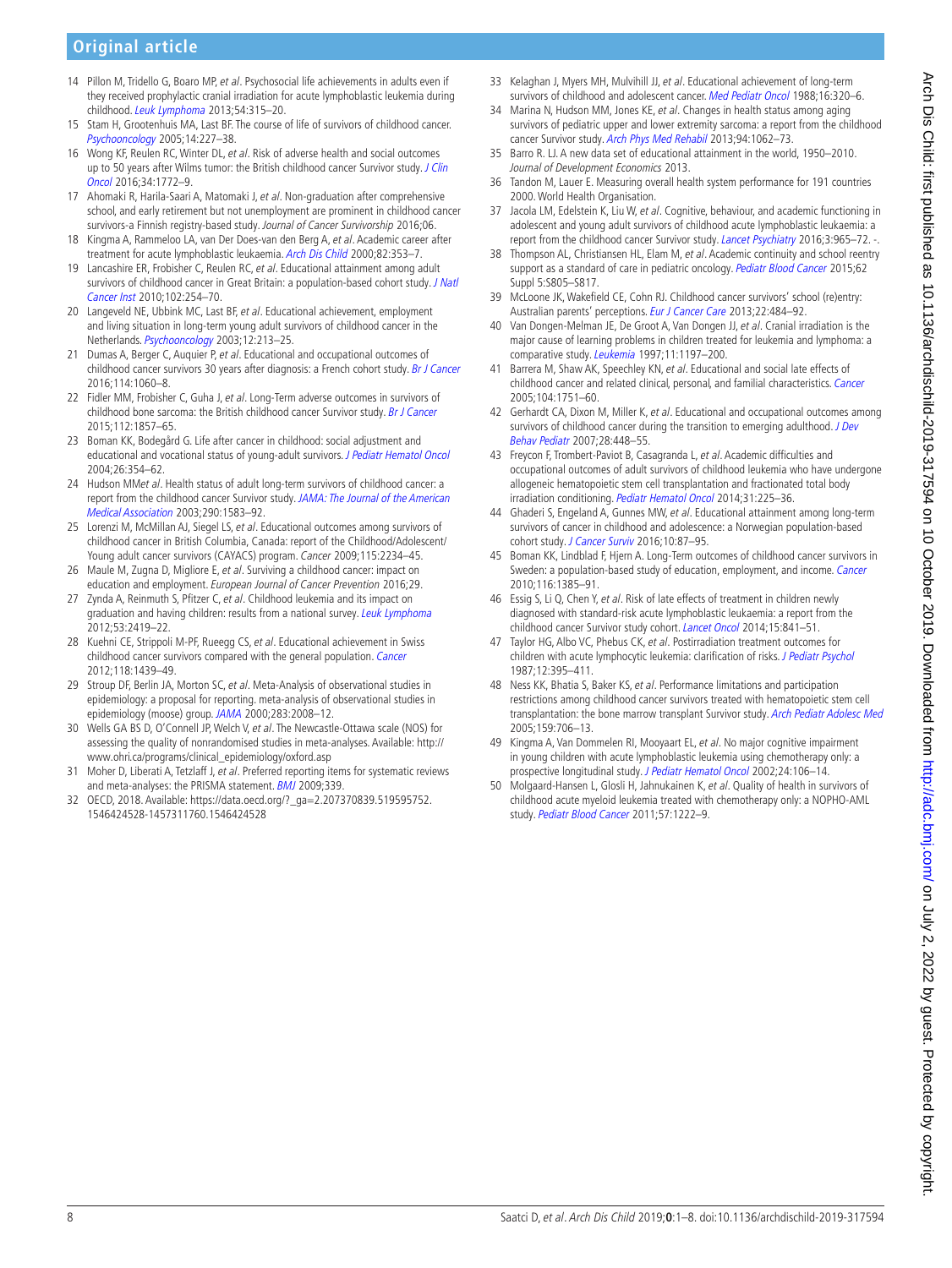14 Pillon M, Tridello G, Boaro MP, *et al*. Psychosocial life achievements in adults even if they received prophylactic cranial irradiation for acute lymphoblastic leukemia during childhood. *Leuk Lymphoma* 2013;54:315–20.

15 Stam H, Grootenhuis MA, Last BF. The course of life of survivors of childhood cancer. *Psychooncology* 2005;14:227–38.

16 Wong KF, Reulen RC, Winter DL, *et al*. Risk of adverse health and social outcomes up to 50 years after Wilms tumor: the British childhood cancer Survivor study. *J Clin Oncol* 2016;34:1772–9.

17 Ahomaki R, Harila-Saari A, Matomaki J, *et al*. Non-graduation after comprehensive school, and early retirement but not unemployment are prominent in childhood cancer survivors-a Finnish registry-based study. *Journal of Cancer Survivorship* 2016;06.

18 Kingma A, Rammeloo LA, van Der Does-van den Berg A, *et al*. Academic career after treatment for acute lymphoblastic leukaemia. *Arch Dis Child* 2000;82:353–7.

19 Lancashire ER, Frobisher C, Reulen RC, *et al*. Educational attainment among adult survivors of childhood cancer in Great Britain: a population-based cohort study. *J Natl Cancer Inst* 2010;102:254–70.

20 Langeveld NE, Ubbink MC, Last BF, *et al*. Educational achievement, employment and living situation in long-term young adult survivors of childhood cancer in the Netherlands. *Psychooncology* 2003;12:213–25.

21 Dumas A, Berger C, Auquier P, *et al*. Educational and occupational outcomes of childhood cancer survivors 30 years after diagnosis: a French cohort study. *Br J Cancer* 2016;114:1060–8.

22 Fidler MM, Frobisher C, Guha J, *et al*. Long-Term adverse outcomes in survivors of childhood bone sarcoma: the British childhood cancer Survivor study. *Br J Cancer* 2015;112:1857–65.

23 Boman KK, Bodegård G. Life after cancer in childhood: social adjustment and educational and vocational status of young-adult survivors. *J Pediatr Hematol Oncol* 2004;26:354–62.

24 Hudson MM*et al*. Health status of adult long-term survivors of childhood cancer: a report from the childhood cancer Survivor study. *JAMA: The Journal of the American Medical Association* 2003;290:1583–92.

25 Lorenzi M, McMillan AJ, Siegel LS, *et al*. Educational outcomes among survivors of childhood cancer in British Columbia, Canada: report of the Childhood/Adolescent/Young adult cancer survivors (CAYACS) program. *Cancer* 2009;115:2234–45.

26 Maule M, Zugna D, Migliore E, *et al*. Surviving a childhood cancer: impact on education and employment. *European Journal of Cancer Prevention* 2016;29.

27 Zynda A, Reinmuth S, Pfitzer C, *et al*. Childhood leukemia and its impact on graduation and having children: results from a national survey. *Leuk Lymphoma* 2012;53:2419–22.

28 Kuehni CE, Strippoli M-PF, Rueegg CS, *et al*. Educational achievement in Swiss childhood cancer survivors compared with the general population. *Cancer* 2012;118:1439–49.

29 Stroup DF, Berlin JA, Morton SC, *et al*. Meta-Analysis of observational studies in epidemiology: a proposal for reporting. meta-analysis of observational studies in epidemiology (moose) group. *JAMA* 2000;283:2008–12.

30 Wells GA BS D, O'Connell JP, Welch V, *et al*. The Newcastle-Ottawa scale (NOS) for assessing the quality of nonrandomised studies in meta-analyses. Available: http://www.ohri.ca/programs/clinical_epidemiology/oxford.asp

31 Moher D, Liberati A, Tetzlaff J, *et al*. Preferred reporting items for systematic reviews and meta-analyses: the PRISMA statement. *BMJ* 2009;339.

32 OECD, 2018. Available: https://stats.oecd.org/?_ga=2.207370839.519595752.1546424528-1457311760.1546424528

33 Kelaghan J, Myers MH, Mulvihill JJ, *et al*. Educational achievement of long-term survivors of childhood and adolescent cancer. *Med Pediatr Oncol* 1988;16:320–6.

34 Marina N, Hudson MM, Jones KE, *et al*. Changes in health status among aging survivors of pediatric upper and lower extremity sarcoma: a report from the childhood cancer Survivor study. *Arch Phys Med Rehabil* 2013;94:1062–73.

35 Barro R. LJ. A new data set of educational attainment in the world, 1950–2010. *Journal of Development Economics* 2013.

36 Tandon M, Lauer E. Measuring overall health system performance for 191 countries 2000. World Health Organisation.

37 Jacola LM, Edelstein K, Liu W, *et al*. Cognitive, behaviour, and academic functioning in adolescent and young adult survivors of childhood acute lymphoblastic leukaemia: a report from the childhood cancer Survivor study. *Lancet Psychiatry* 2016;3:965–72. -.

38 Thompson AL, Christiansen HL, Elam M, *et al*. Academic continuity and school reentry support as a standard of care in pediatric oncology. *Pediatr Blood Cancer* 2015;62 Suppl 5:S805–S817.

39 McLoone JK, Wakefield CE, Cohn RJ. Childhood cancer survivors' school (re)entry: Australian parents' perceptions. *Eur J Cancer Care* 2013;22:484–92.

40 Van Dongen-Melman JE, De Groot A, Van Dongen JJ, *et al*. Cranial irradiation is the major cause of learning problems in children treated for leukemia and lymphoma: a comparative study. *Leukemia* 1997;11:1197–200.

41 Barrera M, Shaw AK, Speechley KN, *et al*. Educational and social late effects of childhood cancer and related clinical, personal, and familial characteristics. *Cancer* 2005;104:1751–60.

42 Gerhardt CA, Dixon M, Miller K, *et al*. Educational and occupational outcomes among survivors of childhood cancer during the transition to emerging adulthood. *J Dev Behav Pediatr* 2007;28:448–55.

43 Freycon F, Trombert-Paviot B, Casagranda L, *et al*. Academic difficulties and occupational outcomes of adult survivors of childhood leukemia who have undergone allogeneic hematopoietic stem cell transplantation and fractionated total body irradiation conditioning. *Pediatr Hematol Oncol* 2014;31:225–36.

44 Ghaderi S, Engeland A, Gunnes MW, *et al*. Educational attainment among long-term survivors of cancer in childhood and adolescence: a Norwegian population-based cohort study. *J Cancer Surviv* 2016;10:87–95.

45 Boman KK, Lindblad F, Hjern A. Long-Term outcomes of childhood cancer survivors in Sweden: a population-based study of education, employment, and income. *Cancer* 2010;116:1385–91.

46 Essig S, Li Q, Chen Y, *et al*. Risk of late effects of treatment in children newly diagnosed with standard-risk acute lymphoblastic leukaemia: a report from the childhood cancer Survivor study cohort. *Lancet Oncol* 2014;15:841–51.

47 Taylor HG, Albo VC, Phebus CK, *et al*. Postirradiation treatment outcomes for children with acute lymphocytic leukemia: clarification of risks. *J Pediatr Psychol* 1987;12:395–411.

48 Ness KK, Bhatia S, Baker KS, *et al*. Performance limitations and participation restrictions among childhood cancer survivors treated with hematopoietic stem cell transplantation: the bone marrow transplant Survivor study. *Arch Pediatr Adolesc Med* 2005;159:706–13.

49 Kingma A, Van Dommelen RI, Mooyaart EL, *et al*. No major cognitive impairment in young children with acute lymphoblastic leukemia using chemotherapy only: a prospective longitudinal study. *J Pediatr Hematol Oncol* 2002;24:106–14.

50 Molgaard-Hansen L, Glosli H, Jahnukainen K, *et al*. Quality of health in survivors of childhood acute myeloid leukemia treated with chemotherapy only: a NOPHO-AML study. *Pediatr Blood Cancer* 2011;57:1222–9.